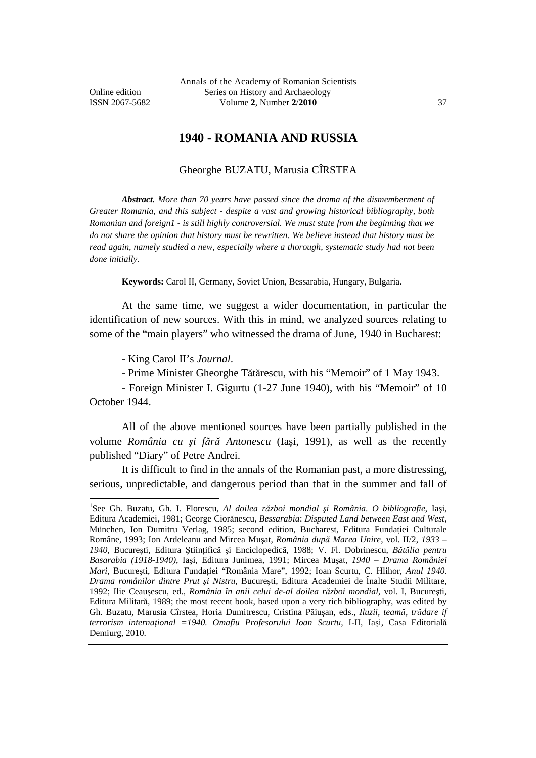# 1940 - ROMANIA AND RUSSIA

Gheorghe BUZATU, Marusia CÎRSTEA

***Abstract.*** *More than 70 years have passed since the drama of the dismemberment of Greater Romania, and this subject - despite a vast and growing historical bibliography, both Romanian and foreign1 - is still highly controversial. We must state from the beginning that we do not share the opinion that history must be rewritten. We believe instead that history must be read again, namely studied a new, especially where a thorough, systematic study had not been done initially.*

**Keywords:** Carol II, Germany, Soviet Union, Bessarabia, Hungary, Bulgaria.

At the same time, we suggest a wider documentation, in particular the identification of new sources. With this in mind, we analyzed sources relating to some of the "main players" who witnessed the drama of June, 1940 in Bucharest:

- King Carol II's *Journal*.

- Prime Minister Gheorghe Tătărescu, with his "Memoir" of 1 May 1943.

- Foreign Minister I. Gigurtu (1-27 June 1940), with his "Memoir" of 10 October 1944.

All of the above mentioned sources have been partially published in the volume *România cu şi fără Antonescu* (Iaşi, 1991), as well as the recently published "Diary" of Petre Andrei.

It is difficult to find in the annals of the Romanian past, a more distressing, serious, unpredictable, and dangerous period than that in the summer and fall of

---

[1]See Gh. Buzatu, Gh. I. Florescu, *Al doilea război mondial şi România. O bibliografie*, Iaşi, Editura Academiei, 1981; George Ciorănescu, *Bessarabia*: *Disputed Land between East and West*, München, Ion Dumitru Verlag, 1985; second edition, Bucharest, Editura Fundației Culturale Române, 1993; Ion Ardeleanu and Mircea Muşat, *România după Marea Unire*, vol. II/2, *1933 – 1940*, Bucureşti, Editura Ştiințifică şi Enciclopedică, 1988; V. Fl. Dobrinescu, *Bătălia pentru Basarabia (1918-1940)*, Iaşi, Editura Junimea, 1991; Mircea Muşat, *1940 – Drama României Mari*, Bucureşti, Editura Fundației "România Mare", 1992; Ioan Scurtu, C. Hlihor, *Anul 1940. Drama românilor dintre Prut şi Nistru*, Bucureşti, Editura Academiei de Înalte Studii Militare, 1992; Ilie Ceauşescu, ed., *România în anii celui de-al doilea război mondial*, vol. I, Bucureşti, Editura Militară, 1989; the most recent book, based upon a very rich bibliography, was edited by Gh. Buzatu, Marusia Cîrstea, Horia Dumitrescu, Cristina Păiuşan, eds., *Iluzii, teamă, trădare if terrorism internațional =1940. Omafiu Profesorului Ioan Scurtu,* I-II, Iaşi, Casa Editorială Demiurg, 2010.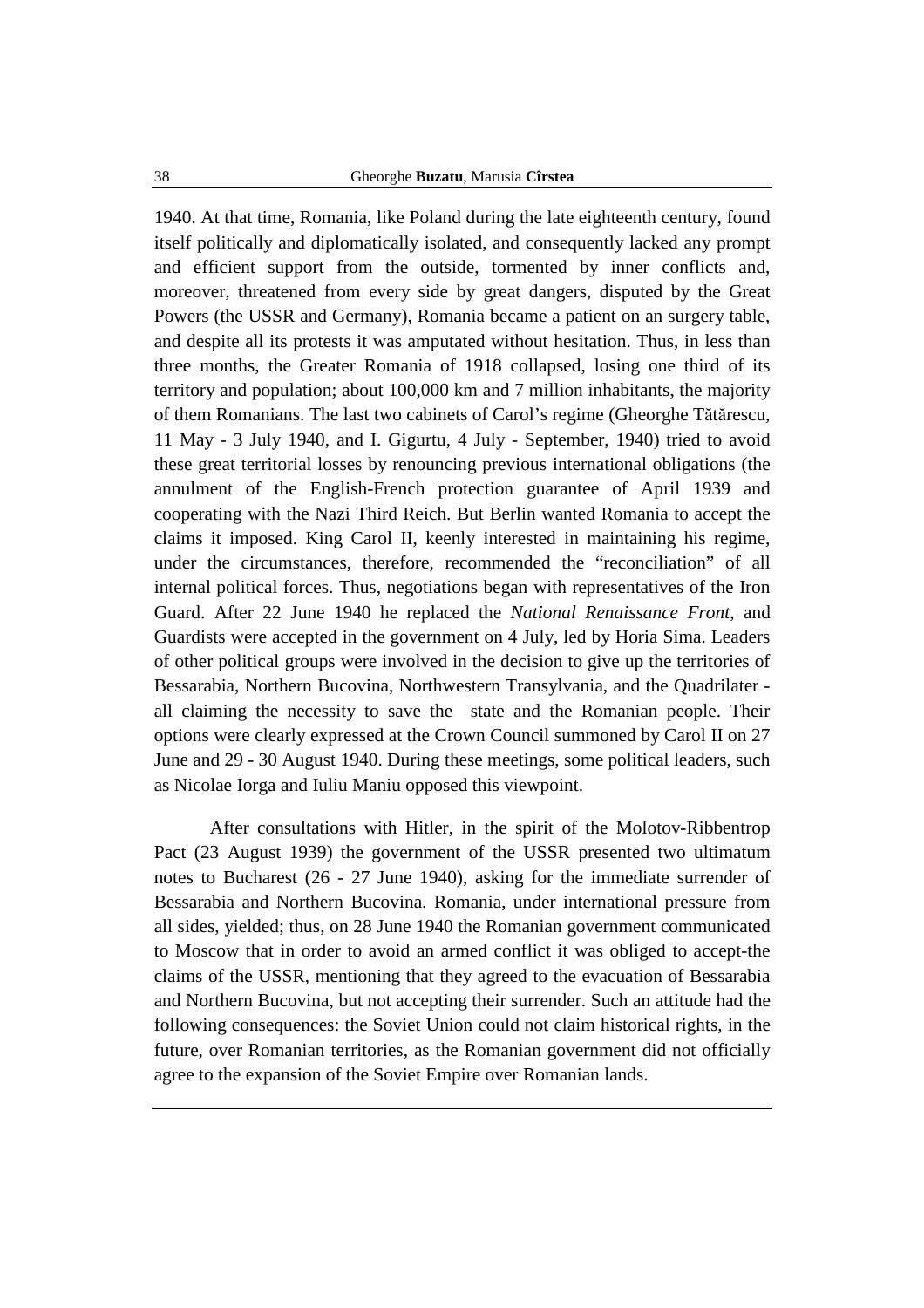1940. At that time, Romania, like Poland during the late eighteenth century, found itself politically and diplomatically isolated, and consequently lacked any prompt and efficient support from the outside, tormented by inner conflicts and, moreover, threatened from every side by great dangers, disputed by the Great Powers (the USSR and Germany), Romania became a patient on an surgery table, and despite all its protests it was amputated without hesitation. Thus, in less than three months, the Greater Romania of 1918 collapsed, losing one third of its territory and population; about 100,000 km and 7 million inhabitants, the majority of them Romanians. The last two cabinets of Carol's regime (Gheorghe Tătărescu, 11 May - 3 July 1940, and I. Gigurtu, 4 July - September, 1940) tried to avoid these great territorial losses by renouncing previous international obligations (the annulment of the English-French protection guarantee of April 1939 and cooperating with the Nazi Third Reich. But Berlin wanted Romania to accept the claims it imposed. King Carol II, keenly interested in maintaining his regime, under the circumstances, therefore, recommended the "reconciliation" of all internal political forces. Thus, negotiations began with representatives of the Iron Guard. After 22 June 1940 he replaced the *National Renaissance Front*, and Guardists were accepted in the government on 4 July, led by Horia Sima. Leaders of other political groups were involved in the decision to give up the territories of Bessarabia, Northern Bucovina, Northwestern Transylvania, and the Quadrilater - all claiming the necessity to save the state and the Romanian people. Their options were clearly expressed at the Crown Council summoned by Carol II on 27 June and 29 - 30 August 1940. During these meetings, some political leaders, such as Nicolae Iorga and Iuliu Maniu opposed this viewpoint.

After consultations with Hitler, in the spirit of the Molotov-Ribbentrop Pact (23 August 1939) the government of the USSR presented two ultimatum notes to Bucharest (26 - 27 June 1940), asking for the immediate surrender of Bessarabia and Northern Bucovina. Romania, under international pressure from all sides, yielded; thus, on 28 June 1940 the Romanian government communicated to Moscow that in order to avoid an armed conflict it was obliged to accept-the claims of the USSR, mentioning that they agreed to the evacuation of Bessarabia and Northern Bucovina, but not accepting their surrender. Such an attitude had the following consequences: the Soviet Union could not claim historical rights, in the future, over Romanian territories, as the Romanian government did not officially agree to the expansion of the Soviet Empire over Romanian lands.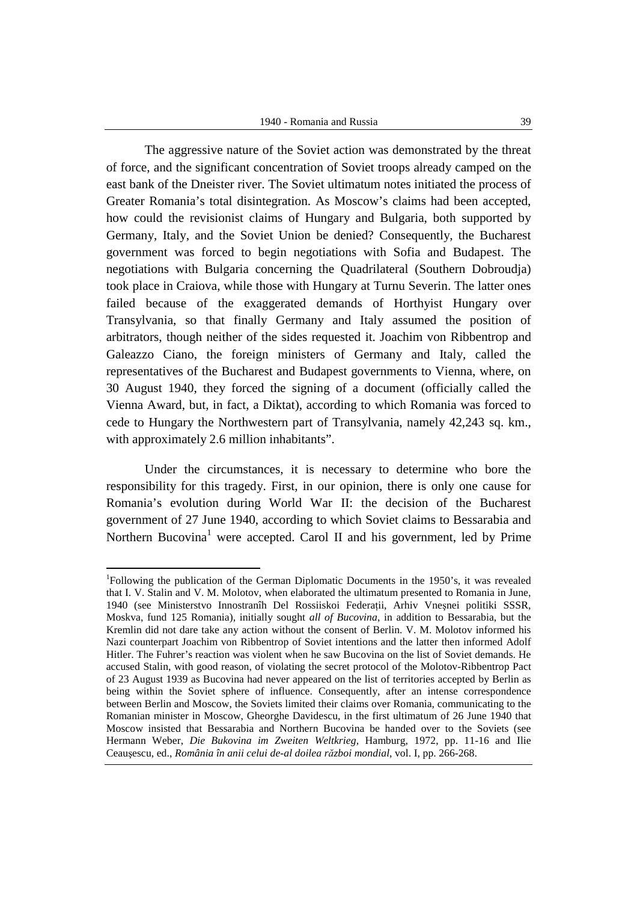The aggressive nature of the Soviet action was demonstrated by the threat of force, and the significant concentration of Soviet troops already camped on the east bank of the Dneister river. The Soviet ultimatum notes initiated the process of Greater Romania's total disintegration. As Moscow's claims had been accepted, how could the revisionist claims of Hungary and Bulgaria, both supported by Germany, Italy, and the Soviet Union be denied? Consequently, the Bucharest government was forced to begin negotiations with Sofia and Budapest. The negotiations with Bulgaria concerning the Quadrilateral (Southern Dobroudja) took place in Craiova, while those with Hungary at Turnu Severin. The latter ones failed because of the exaggerated demands of Horthyist Hungary over Transylvania, so that finally Germany and Italy assumed the position of arbitrators, though neither of the sides requested it. Joachim von Ribbentrop and Galeazzo Ciano, the foreign ministers of Germany and Italy, called the representatives of the Bucharest and Budapest governments to Vienna, where, on 30 August 1940, they forced the signing of a document (officially called the Vienna Award, but, in fact, a Diktat), according to which Romania was forced to cede to Hungary the Northwestern part of Transylvania, namely 42,243 sq. km., with approximately 2.6 million inhabitants".

Under the circumstances, it is necessary to determine who bore the responsibility for this tragedy. First, in our opinion, there is only one cause for Romania's evolution during World War II: the decision of the Bucharest government of 27 June 1940, according to which Soviet claims to Bessarabia and Northern Bucovina[1] were accepted. Carol II and his government, led by Prime

---

[1]Following the publication of the German Diplomatic Documents in the 1950's, it was revealed that I. V. Stalin and V. M. Molotov, when elaborated the ultimatum presented to Romania in June, 1940 (see Ministerstvo Innostranîh Del Rossiiskoi Federații, Arhiv Vneşnei politiki SSSR, Moskva, fund 125 Romania), initially sought *all of Bucovina*, in addition to Bessarabia, but the Kremlin did not dare take any action without the consent of Berlin. V. M. Molotov informed his Nazi counterpart Joachim von Ribbentrop of Soviet intentions and the latter then informed Adolf Hitler. The Fuhrer's reaction was violent when he saw Bucovina on the list of Soviet demands. He accused Stalin, with good reason, of violating the secret protocol of the Molotov-Ribbentrop Pact of 23 August 1939 as Bucovina had never appeared on the list of territories accepted by Berlin as being within the Soviet sphere of influence. Consequently, after an intense correspondence between Berlin and Moscow, the Soviets limited their claims over Romania, communicating to the Romanian minister in Moscow, Gheorghe Davidescu, in the first ultimatum of 26 June 1940 that Moscow insisted that Bessarabia and Northern Bucovina be handed over to the Soviets (see Hermann Weber, *Die Bukovina im Zweiten Weltkrieg*, Hamburg, 1972, pp. 11-16 and Ilie Ceauşescu, ed., *România în anii celui de-al doilea război mondial*, vol. I, pp. 266-268.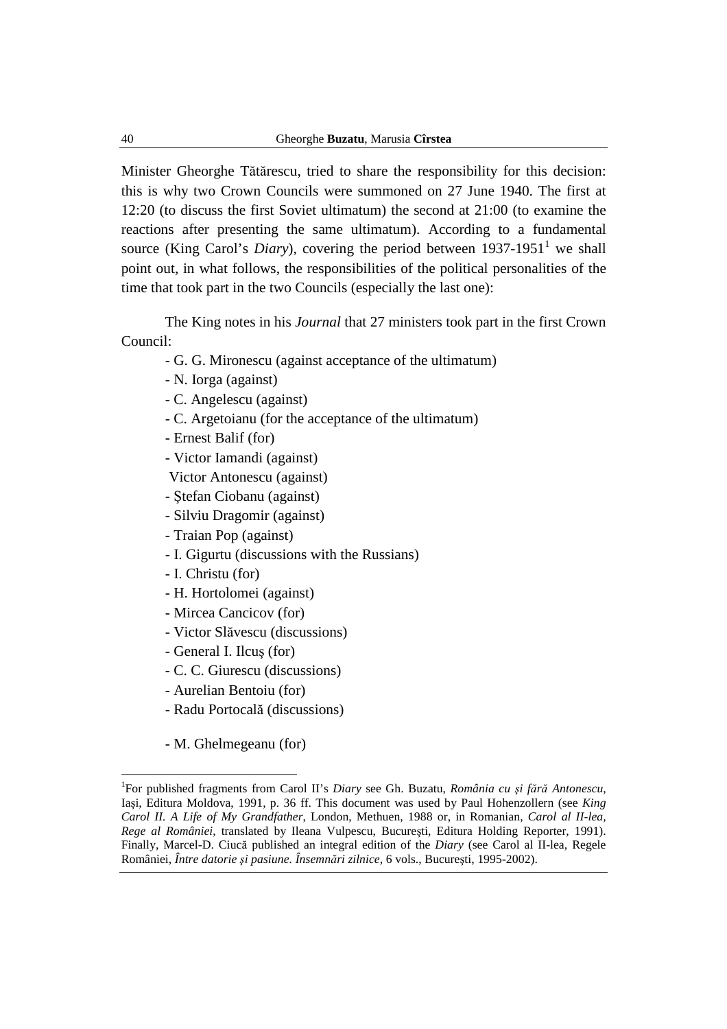Minister Gheorghe Tătărescu, tried to share the responsibility for this decision: this is why two Crown Councils were summoned on 27 June 1940. The first at 12:20 (to discuss the first Soviet ultimatum) the second at 21:00 (to examine the reactions after presenting the same ultimatum). According to a fundamental source (King Carol's *Diary*), covering the period between 1937-1951[1] we shall point out, in what follows, the responsibilities of the political personalities of the time that took part in the two Councils (especially the last one):

The King notes in his *Journal* that 27 ministers took part in the first Crown Council:

- G. G. Mironescu (against acceptance of the ultimatum)
- N. Iorga (against)
- C. Angelescu (against)
- C. Argetoianu (for the acceptance of the ultimatum)
- Ernest Balif (for)
- Victor Iamandi (against)

Victor Antonescu (against)

- Ștefan Ciobanu (against)
- Silviu Dragomir (against)
- Traian Pop (against)
- I. Gigurtu (discussions with the Russians)
- I. Christu (for)
- H. Hortolomei (against)
- Mircea Cancicov (for)
- Victor Slăvescu (discussions)
- General I. Ilcuș (for)
- C. C. Giurescu (discussions)
- Aurelian Bentoiu (for)
- Radu Portocală (discussions)
- M. Ghelmegeanu (for)

[1]For published fragments from Carol II's *Diary* see Gh. Buzatu, *România cu și fără Antonescu*, Iași, Editura Moldova, 1991, p. 36 ff. This document was used by Paul Hohenzollern (see *King Carol II. A Life of My Grandfather*, London, Methuen, 1988 or, in Romanian, *Carol al II-lea, Rege al României*, translated by Ileana Vulpescu, București, Editura Holding Reporter, 1991). Finally, Marcel-D. Ciucă published an integral edition of the *Diary* (see Carol al II-lea, Regele României, *Între datorie și pasiune. Însemnări zilnice*, 6 vols., București, 1995-2002).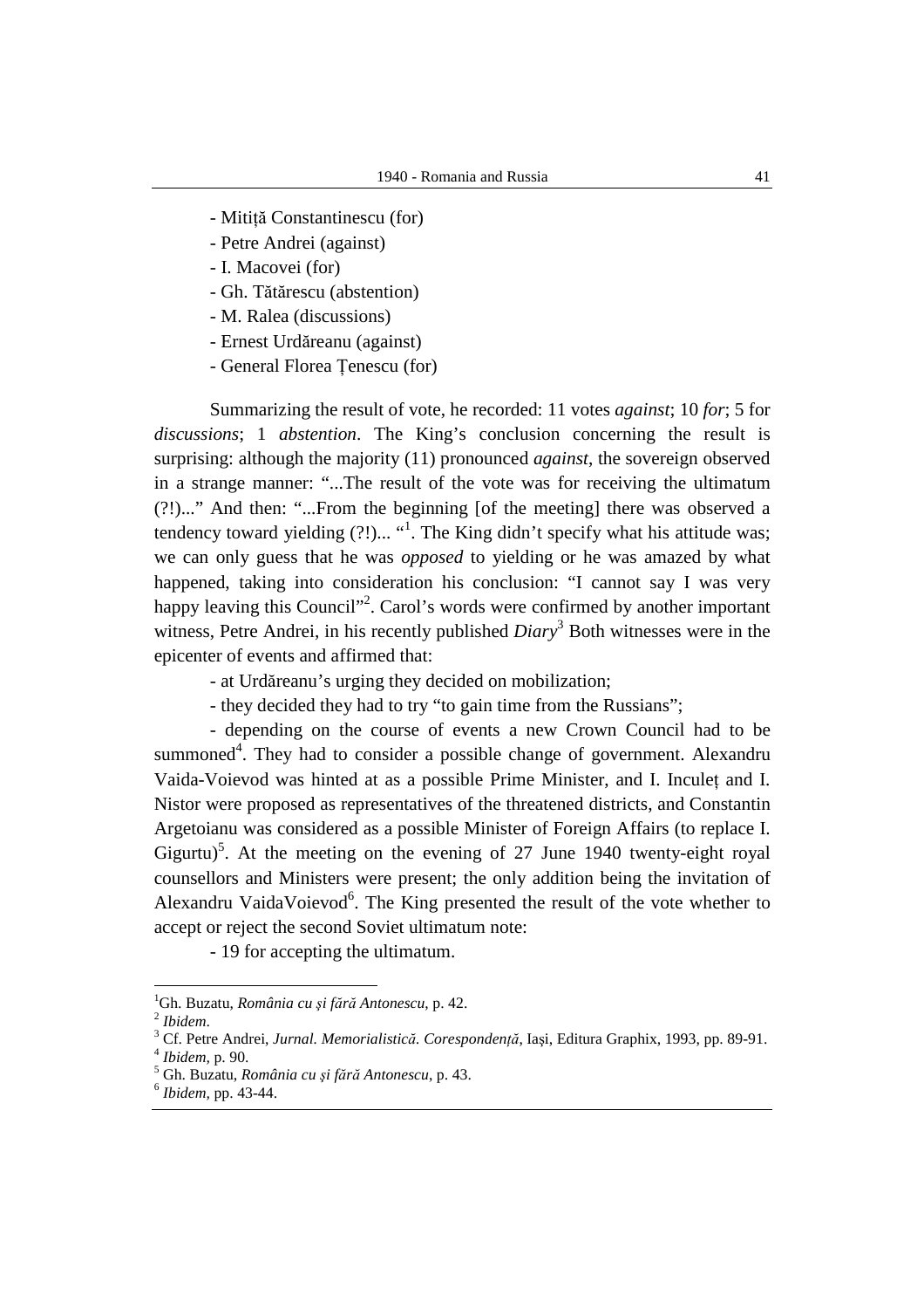- Mitiță Constantinescu (for)
- Petre Andrei (against)
- I. Macovei (for)
- Gh. Tătărescu (abstention)
- M. Ralea (discussions)
- Ernest Urdăreanu (against)
- General Florea Țenescu (for)

Summarizing the result of vote, he recorded: 11 votes *against*; 10 *for*; 5 for *discussions*; 1 *abstention*. The King's conclusion concerning the result is surprising: although the majority (11) pronounced *against*, the sovereign observed in a strange manner: "...The result of the vote was for receiving the ultimatum (?!)..." And then: "...From the beginning [of the meeting] there was observed a tendency toward yielding (?!)... "[1]. The King didn't specify what his attitude was; we can only guess that he was *opposed* to yielding or he was amazed by what happened, taking into consideration his conclusion: "I cannot say I was very happy leaving this Council"[2]. Carol's words were confirmed by another important witness, Petre Andrei, in his recently published *Diary*[3] Both witnesses were in the epicenter of events and affirmed that:

- at Urdăreanu's urging they decided on mobilization;
- they decided they had to try "to gain time from the Russians";
- depending on the course of events a new Crown Council had to be summoned[4]. They had to consider a possible change of government. Alexandru Vaida-Voievod was hinted at as a possible Prime Minister, and I. Inculeț and I. Nistor were proposed as representatives of the threatened districts, and Constantin Argetoianu was considered as a possible Minister of Foreign Affairs (to replace I. Gigurtu)[5]. At the meeting on the evening of 27 June 1940 twenty-eight royal counsellors and Ministers were present; the only addition being the invitation of Alexandru VaidaVoievod[6]. The King presented the result of the vote whether to accept or reject the second Soviet ultimatum note:

- 19 for accepting the ultimatum.

---

[1] Gh. Buzatu, *România cu și fără Antonescu*, p. 42.
[2] *Ibidem*.
[3] Cf. Petre Andrei, *Jurnal. Memorialistică. Corespondență*, Iași, Editura Graphix, 1993, pp. 89-91.
[4] *Ibidem*, p. 90.
[5] Gh. Buzatu, *România cu și fără Antonescu*, p. 43.
[6] *Ibidem*, pp. 43-44.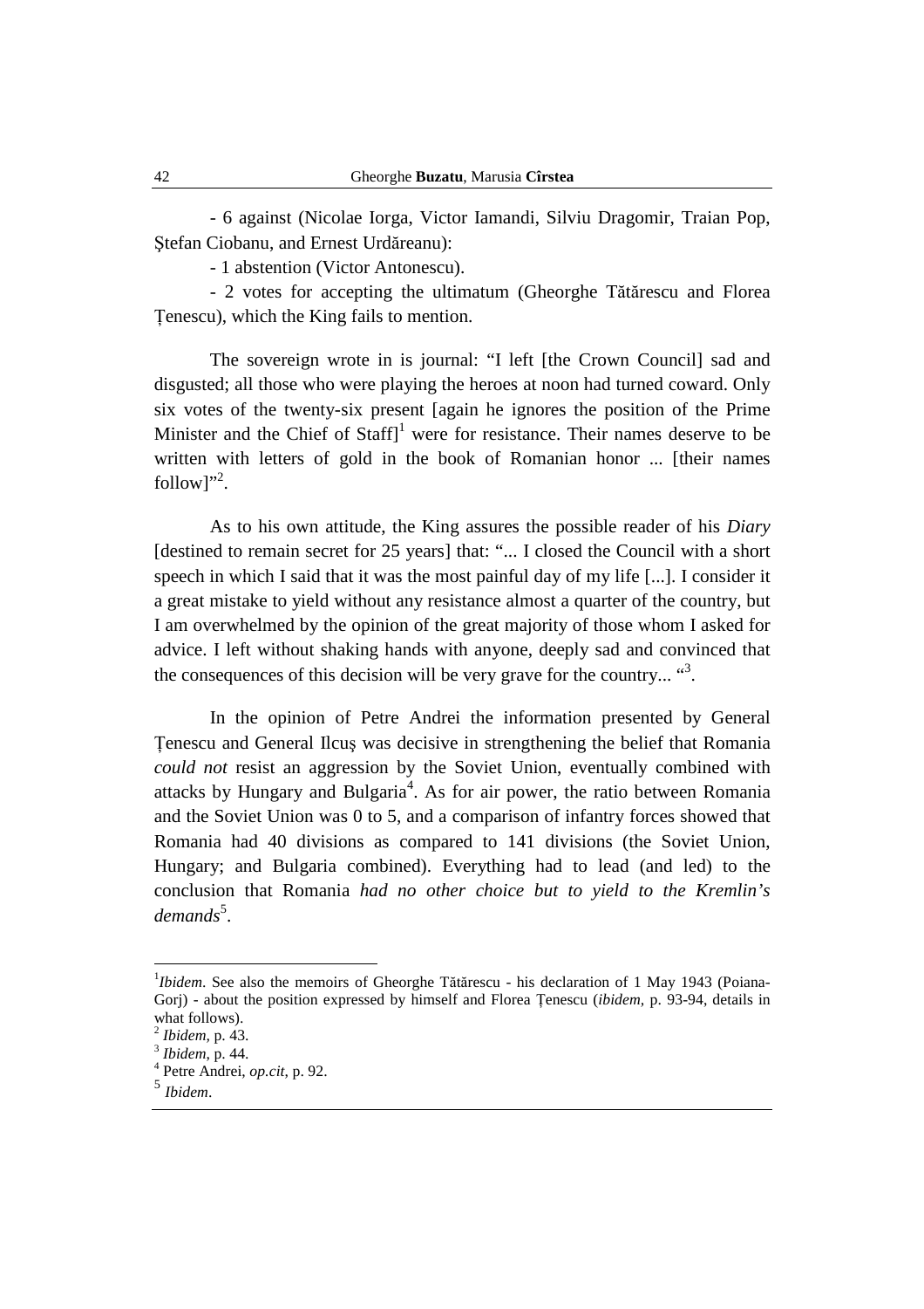- 6 against (Nicolae Iorga, Victor Iamandi, Silviu Dragomir, Traian Pop, Ştefan Ciobanu, and Ernest Urdăreanu):

- 1 abstention (Victor Antonescu).

- 2 votes for accepting the ultimatum (Gheorghe Tătărescu and Florea Ţenescu), which the King fails to mention.

The sovereign wrote in is journal: "I left [the Crown Council] sad and disgusted; all those who were playing the heroes at noon had turned coward. Only six votes of the twenty-six present [again he ignores the position of the Prime Minister and the Chief of Staff][1] were for resistance. Their names deserve to be written with letters of gold in the book of Romanian honor ... [their names follow]"[2].

As to his own attitude, the King assures the possible reader of his *Diary* [destined to remain secret for 25 years] that: "... I closed the Council with a short speech in which I said that it was the most painful day of my life [...]. I consider it a great mistake to yield without any resistance almost a quarter of the country, but I am overwhelmed by the opinion of the great majority of those whom I asked for advice. I left without shaking hands with anyone, deeply sad and convinced that the consequences of this decision will be very grave for the country... "[3].

In the opinion of Petre Andrei the information presented by General Ţenescu and General Ilcuş was decisive in strengthening the belief that Romania *could not* resist an aggression by the Soviet Union, eventually combined with attacks by Hungary and Bulgaria[4]. As for air power, the ratio between Romania and the Soviet Union was 0 to 5, and a comparison of infantry forces showed that Romania had 40 divisions as compared to 141 divisions (the Soviet Union, Hungary; and Bulgaria combined). Everything had to lead (and led) to the conclusion that Romania *had no other choice but to yield to the Kremlin's demands*[5].

---

[1] *Ibidem*. See also the memoirs of Gheorghe Tătărescu - his declaration of 1 May 1943 (Poiana-Gorj) - about the position expressed by himself and Florea Ţenescu (*ibidem*, p. 93-94, details in what follows).

[2] *Ibidem*, p. 43.

[3] *Ibidem*, p. 44.

[4] Petre Andrei, *op.cit*, p. 92.

[5] *Ibidem*.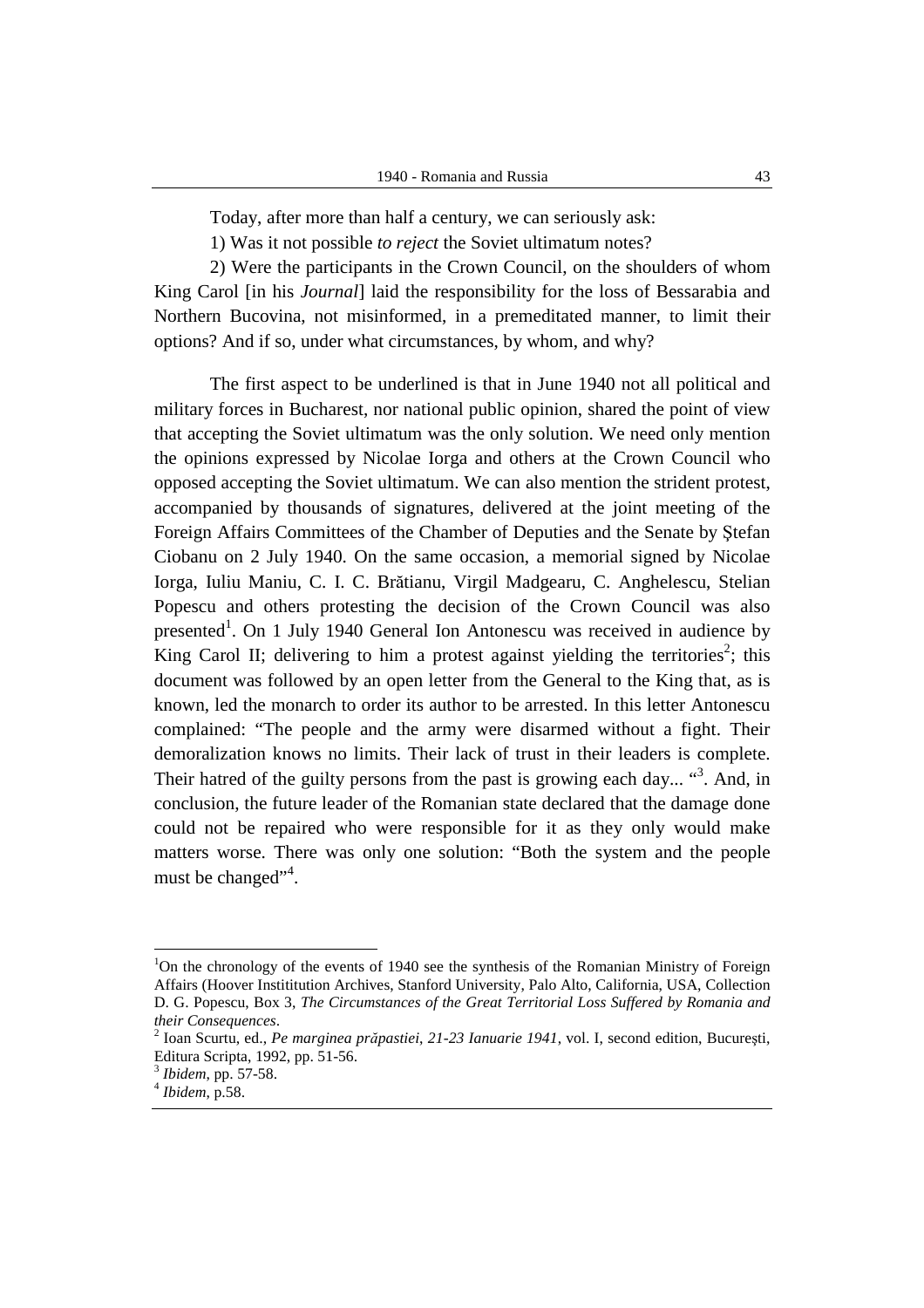Today, after more than half a century, we can seriously ask:

1) Was it not possible *to reject* the Soviet ultimatum notes?

2) Were the participants in the Crown Council, on the shoulders of whom King Carol [in his *Journal*] laid the responsibility for the loss of Bessarabia and Northern Bucovina, not misinformed, in a premeditated manner, to limit their options? And if so, under what circumstances, by whom, and why?

The first aspect to be underlined is that in June 1940 not all political and military forces in Bucharest, nor national public opinion, shared the point of view that accepting the Soviet ultimatum was the only solution. We need only mention the opinions expressed by Nicolae Iorga and others at the Crown Council who opposed accepting the Soviet ultimatum. We can also mention the strident protest, accompanied by thousands of signatures, delivered at the joint meeting of the Foreign Affairs Committees of the Chamber of Deputies and the Senate by Ştefan Ciobanu on 2 July 1940. On the same occasion, a memorial signed by Nicolae Iorga, Iuliu Maniu, C. I. C. Brătianu, Virgil Madgearu, C. Anghelescu, Stelian Popescu and others protesting the decision of the Crown Council was also presented[1]. On 1 July 1940 General Ion Antonescu was received in audience by King Carol II; delivering to him a protest against yielding the territories[2]; this document was followed by an open letter from the General to the King that, as is known, led the monarch to order its author to be arrested. In this letter Antonescu complained: "The people and the army were disarmed without a fight. Their demoralization knows no limits. Their lack of trust in their leaders is complete. Their hatred of the guilty persons from the past is growing each day... "[3]. And, in conclusion, the future leader of the Romanian state declared that the damage done could not be repaired who were responsible for it as they only would make matters worse. There was only one solution: "Both the system and the people must be changed"[4].

---

[1] On the chronology of the events of 1940 see the synthesis of the Romanian Ministry of Foreign Affairs (Hoover Instititution Archives, Stanford University, Palo Alto, California, USA, Collection D. G. Popescu, Box 3, *The Circumstances of the Great Territorial Loss Suffered by Romania and their Consequences*.

[2] Ioan Scurtu, ed., *Pe marginea prăpastiei, 21-23 Ianuarie 1941*, vol. I, second edition, Bucureşti, Editura Scripta, 1992, pp. 51-56.

[3] *Ibidem*, pp. 57-58.

[4] *Ibidem*, p.58.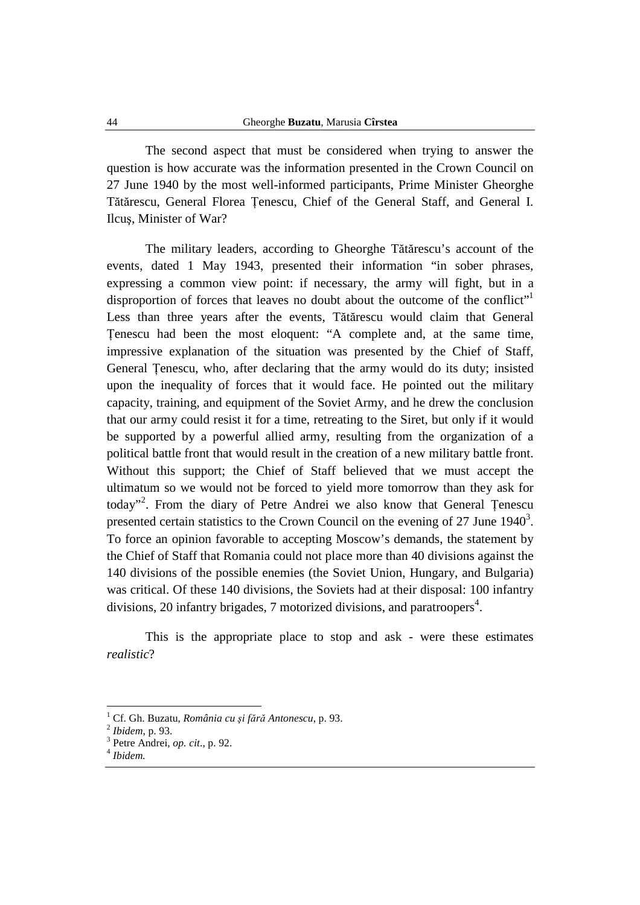The second aspect that must be considered when trying to answer the question is how accurate was the information presented in the Crown Council on 27 June 1940 by the most well-informed participants, Prime Minister Gheorghe Tătărescu, General Florea Țenescu, Chief of the General Staff, and General I. Ilcuș, Minister of War?

The military leaders, according to Gheorghe Tătărescu's account of the events, dated 1 May 1943, presented their information "in sober phrases, expressing a common view point: if necessary, the army will fight, but in a disproportion of forces that leaves no doubt about the outcome of the conflict"[1] Less than three years after the events, Tătărescu would claim that General Țenescu had been the most eloquent: "A complete and, at the same time, impressive explanation of the situation was presented by the Chief of Staff, General Țenescu, who, after declaring that the army would do its duty; insisted upon the inequality of forces that it would face. He pointed out the military capacity, training, and equipment of the Soviet Army, and he drew the conclusion that our army could resist it for a time, retreating to the Siret, but only if it would be supported by a powerful allied army, resulting from the organization of a political battle front that would result in the creation of a new military battle front. Without this support; the Chief of Staff believed that we must accept the ultimatum so we would not be forced to yield more tomorrow than they ask for today"[2]. From the diary of Petre Andrei we also know that General Țenescu presented certain statistics to the Crown Council on the evening of 27 June 1940[3]. To force an opinion favorable to accepting Moscow's demands, the statement by the Chief of Staff that Romania could not place more than 40 divisions against the 140 divisions of the possible enemies (the Soviet Union, Hungary, and Bulgaria) was critical. Of these 140 divisions, the Soviets had at their disposal: 100 infantry divisions, 20 infantry brigades, 7 motorized divisions, and paratroopers[4].

This is the appropriate place to stop and ask - were these estimates *realistic*?

---

[1] Cf. Gh. Buzatu, *România cu și fără Antonescu*, p. 93.

[2] *Ibidem*, p. 93.

[3] Petre Andrei, *op. cit*., p. 92.

[4] *Ibidem.*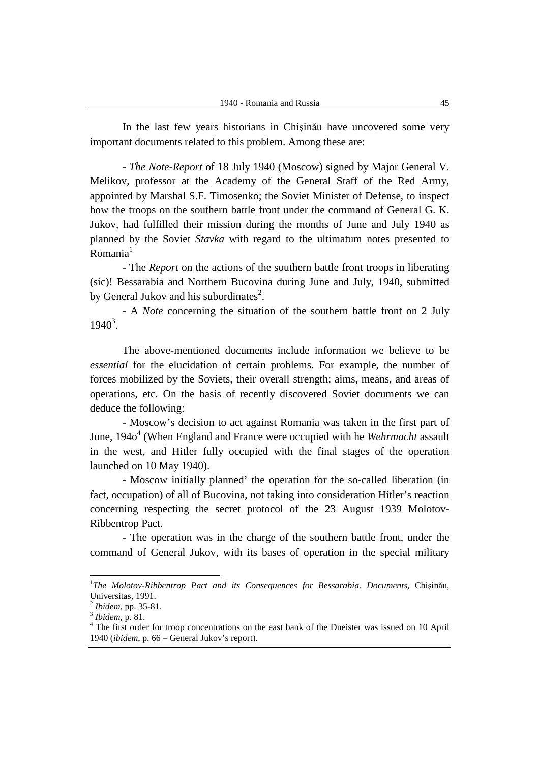In the last few years historians in Chişinău have uncovered some very important documents related to this problem. Among these are:

- *The Note-Report* of 18 July 1940 (Moscow) signed by Major General V. Melikov, professor at the Academy of the General Staff of the Red Army, appointed by Marshal S.F. Timosenko; the Soviet Minister of Defense, to inspect how the troops on the southern battle front under the command of General G. K. Jukov, had fulfilled their mission during the months of June and July 1940 as planned by the Soviet *Stavka* with regard to the ultimatum notes presented to Romania[1]

- The *Report* on the actions of the southern battle front troops in liberating (sic)! Bessarabia and Northern Bucovina during June and July, 1940, submitted by General Jukov and his subordinates[2].

- A *Note* concerning the situation of the southern battle front on 2 July 1940[3].

The above-mentioned documents include information we believe to be *essential* for the elucidation of certain problems. For example, the number of forces mobilized by the Soviets, their overall strength; aims, means, and areas of operations, etc. On the basis of recently discovered Soviet documents we can deduce the following:

- Moscow's decision to act against Romania was taken in the first part of June, 194o[4] (When England and France were occupied with he *Wehrmacht* assault in the west, and Hitler fully occupied with the final stages of the operation launched on 10 May 1940).

- Moscow initially planned' the operation for the so-called liberation (in fact, occupation) of all of Bucovina, not taking into consideration Hitler's reaction concerning respecting the secret protocol of the 23 August 1939 Molotov-Ribbentrop Pact.

- The operation was in the charge of the southern battle front, under the command of General Jukov, with its bases of operation in the special military

---

[1] *The Molotov-Ribbentrop Pact and its Consequences for Bessarabia. Documents,* Chişinău, Universitas, 1991.

[2] *Ibidem,* pp. 35-81.

[3] *Ibidem,* p. 81.

[4] The first order for troop concentrations on the east bank of the Dneister was issued on 10 April 1940 (*ibidem*, p. 66 – General Jukov's report).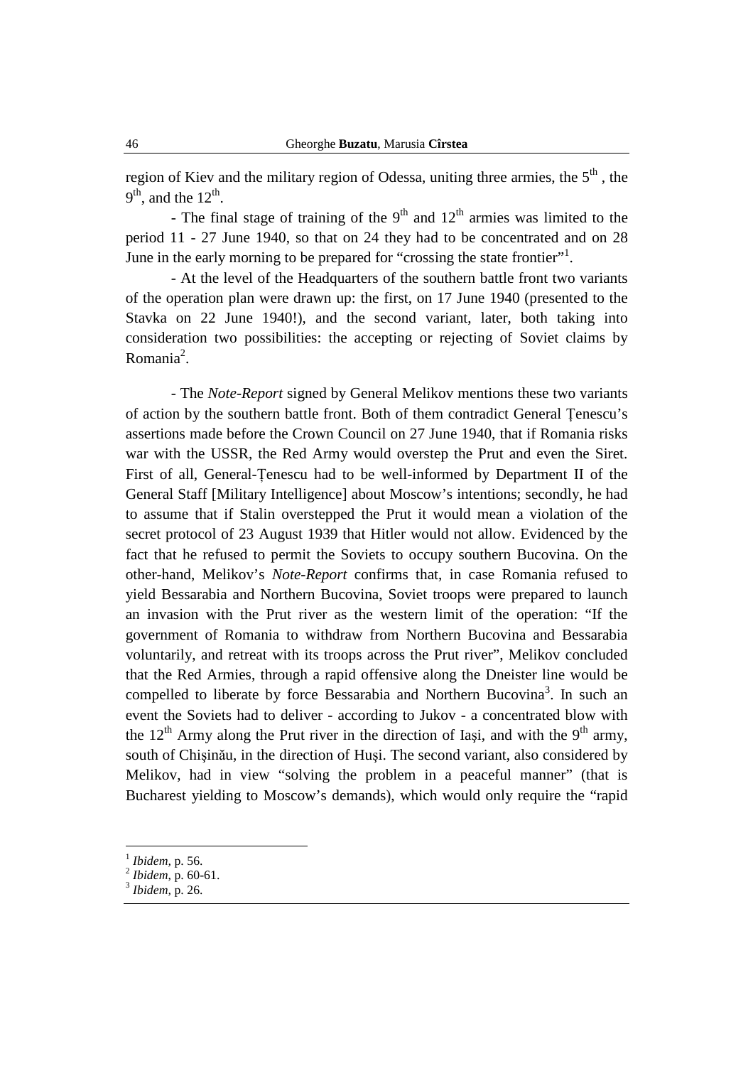region of Kiev and the military region of Odessa, uniting three armies, the 5th , the 9th, and the 12th.

- The final stage of training of the 9th and 12th armies was limited to the period 11 - 27 June 1940, so that on 24 they had to be concentrated and on 28 June in the early morning to be prepared for "crossing the state frontier"[1].

- At the level of the Headquarters of the southern battle front two variants of the operation plan were drawn up: the first, on 17 June 1940 (presented to the Stavka on 22 June 1940!), and the second variant, later, both taking into consideration two possibilities: the accepting or rejecting of Soviet claims by Romania[2].

- The *Note-Report* signed by General Melikov mentions these two variants of action by the southern battle front. Both of them contradict General Țenescu's assertions made before the Crown Council on 27 June 1940, that if Romania risks war with the USSR, the Red Army would overstep the Prut and even the Siret. First of all, General-Țenescu had to be well-informed by Department II of the General Staff [Military Intelligence] about Moscow's intentions; secondly, he had to assume that if Stalin overstepped the Prut it would mean a violation of the secret protocol of 23 August 1939 that Hitler would not allow. Evidenced by the fact that he refused to permit the Soviets to occupy southern Bucovina. On the other-hand, Melikov's *Note-Report* confirms that, in case Romania refused to yield Bessarabia and Northern Bucovina, Soviet troops were prepared to launch an invasion with the Prut river as the western limit of the operation: "If the government of Romania to withdraw from Northern Bucovina and Bessarabia voluntarily, and retreat with its troops across the Prut river", Melikov concluded that the Red Armies, through a rapid offensive along the Dneister line would be compelled to liberate by force Bessarabia and Northern Bucovina[3]. In such an event the Soviets had to deliver - according to Jukov - a concentrated blow with the 12th Army along the Prut river in the direction of Iaşi, and with the 9th army, south of Chişinău, in the direction of Huşi. The second variant, also considered by Melikov, had in view "solving the problem in a peaceful manner" (that is Bucharest yielding to Moscow's demands), which would only require the "rapid

---

[1] *Ibidem*, p. 56.
[2] *Ibidem*, p. 60-61.
[3] *Ibidem*, p. 26.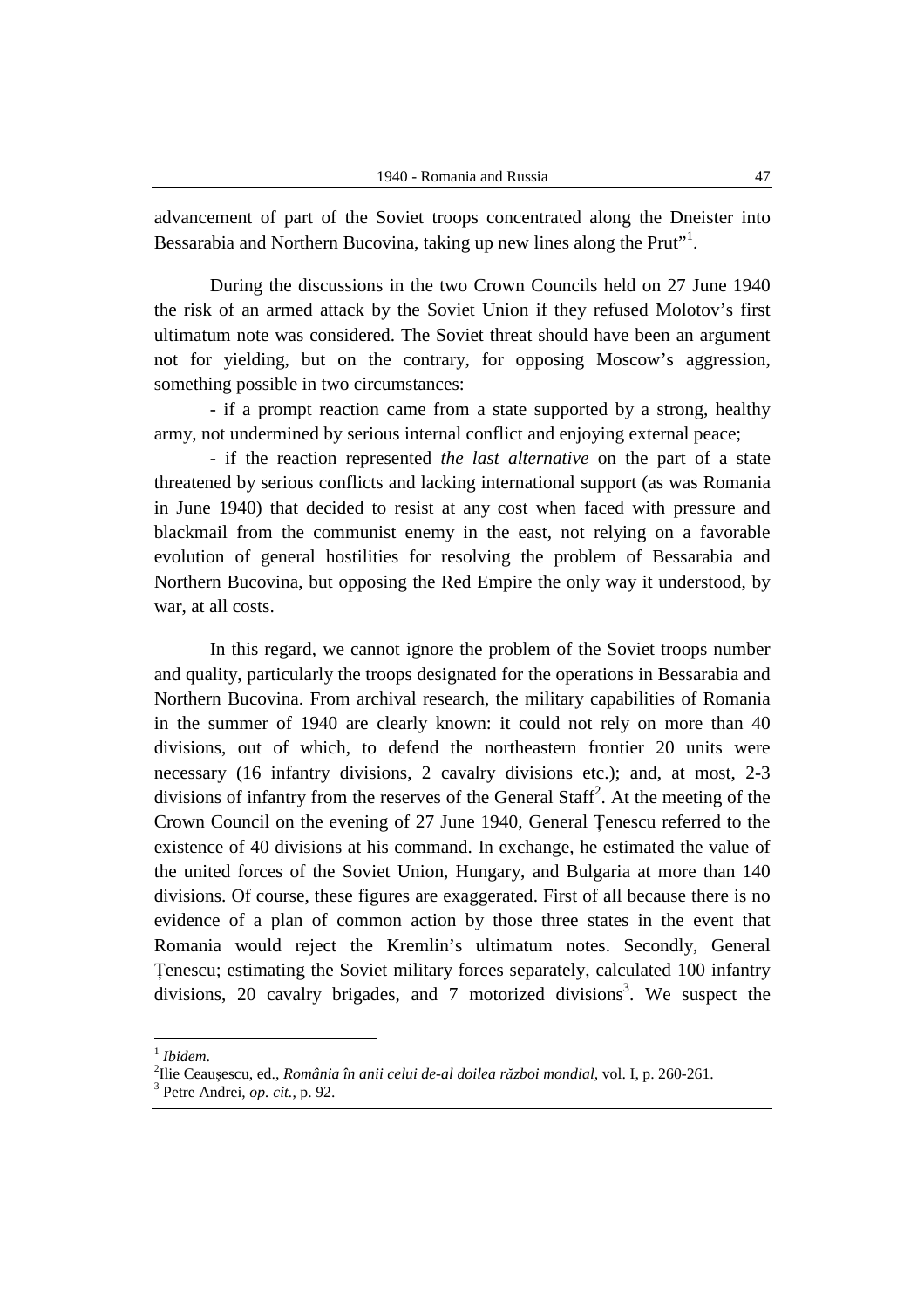advancement of part of the Soviet troops concentrated along the Dneister into Bessarabia and Northern Bucovina, taking up new lines along the Prut"[1].

During the discussions in the two Crown Councils held on 27 June 1940 the risk of an armed attack by the Soviet Union if they refused Molotov's first ultimatum note was considered. The Soviet threat should have been an argument not for yielding, but on the contrary, for opposing Moscow's aggression, something possible in two circumstances:

- if a prompt reaction came from a state supported by a strong, healthy army, not undermined by serious internal conflict and enjoying external peace;

- if the reaction represented *the last alternative* on the part of a state threatened by serious conflicts and lacking international support (as was Romania in June 1940) that decided to resist at any cost when faced with pressure and blackmail from the communist enemy in the east, not relying on a favorable evolution of general hostilities for resolving the problem of Bessarabia and Northern Bucovina, but opposing the Red Empire the only way it understood, by war, at all costs.

In this regard, we cannot ignore the problem of the Soviet troops number and quality, particularly the troops designated for the operations in Bessarabia and Northern Bucovina. From archival research, the military capabilities of Romania in the summer of 1940 are clearly known: it could not rely on more than 40 divisions, out of which, to defend the northeastern frontier 20 units were necessary (16 infantry divisions, 2 cavalry divisions etc.); and, at most, 2-3 divisions of infantry from the reserves of the General Staff[2]. At the meeting of the Crown Council on the evening of 27 June 1940, General Țenescu referred to the existence of 40 divisions at his command. In exchange, he estimated the value of the united forces of the Soviet Union, Hungary, and Bulgaria at more than 140 divisions. Of course, these figures are exaggerated. First of all because there is no evidence of a plan of common action by those three states in the event that Romania would reject the Kremlin's ultimatum notes. Secondly, General Țenescu; estimating the Soviet military forces separately, calculated 100 infantry divisions, 20 cavalry brigades, and 7 motorized divisions[3]. We suspect the

---

[1] *Ibidem*.

[2] Ilie Ceaușescu, ed., *România în anii celui de-al doilea război mondial*, vol. I, p. 260-261.

[3] Petre Andrei, *op. cit.*, p. 92.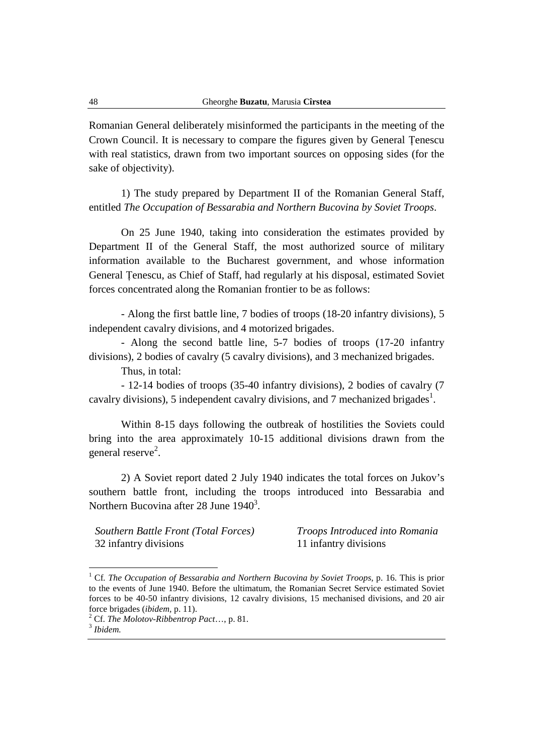Romanian General deliberately misinformed the participants in the meeting of the Crown Council. It is necessary to compare the figures given by General Țenescu with real statistics, drawn from two important sources on opposing sides (for the sake of objectivity).

1) The study prepared by Department II of the Romanian General Staff, entitled *The Occupation of Bessarabia and Northern Bucovina by Soviet Troops*.

On 25 June 1940, taking into consideration the estimates provided by Department II of the General Staff, the most authorized source of military information available to the Bucharest government, and whose information General Țenescu, as Chief of Staff, had regularly at his disposal, estimated Soviet forces concentrated along the Romanian frontier to be as follows:

- Along the first battle line, 7 bodies of troops (18-20 infantry divisions), 5 independent cavalry divisions, and 4 motorized brigades.
- Along the second battle line, 5-7 bodies of troops (17-20 infantry divisions), 2 bodies of cavalry (5 cavalry divisions), and 3 mechanized brigades.

Thus, in total:

- 12-14 bodies of troops (35-40 infantry divisions), 2 bodies of cavalry (7 cavalry divisions), 5 independent cavalry divisions, and 7 mechanized brigades[1].

Within 8-15 days following the outbreak of hostilities the Soviets could bring into the area approximately 10-15 additional divisions drawn from the general reserve[2].

2) A Soviet report dated 2 July 1940 indicates the total forces on Jukov's southern battle front, including the troops introduced into Bessarabia and Northern Bucovina after 28 June 1940[3].

| *Southern Battle Front (Total Forces)* | *Troops Introduced into Romania* |
| --- | --- |
| 32 infantry divisions | 11 infantry divisions |

---

[1] Cf. *The Occupation of Bessarabia and Northern Bucovina by Soviet Troops*, p. 16. This is prior to the events of June 1940. Before the ultimatum, the Romanian Secret Service estimated Soviet forces to be 40-50 infantry divisions, 12 cavalry divisions, 15 mechanised divisions, and 20 air force brigades (*ibidem*, p. 11).

[2] Cf. *The Molotov-Ribbentrop Pact*…, p. 81.

[3] *Ibidem.*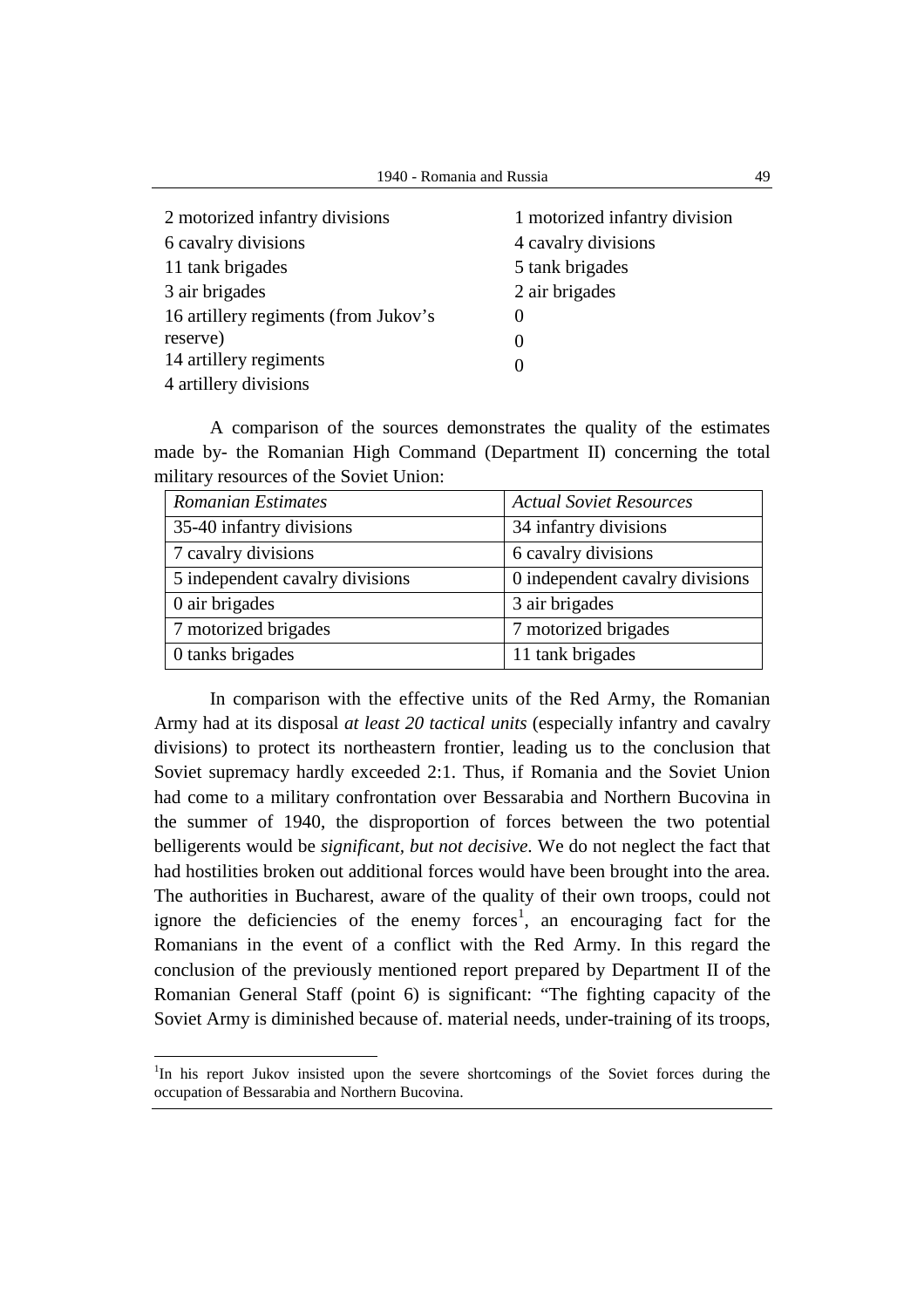| | |
|---|---|
| 2 motorized infantry divisions | 1 motorized infantry division |
| 6 cavalry divisions | 4 cavalry divisions |
| 11 tank brigades | 5 tank brigades |
| 3 air brigades | 2 air brigades |
| 16 artillery regiments (from Jukov's reserve) | 0 |
| 14 artillery regiments | 0 |
| 4 artillery divisions | 0 |

A comparison of the sources demonstrates the quality of the estimates made by- the Romanian High Command (Department II) concerning the total military resources of the Soviet Union:

| *Romanian Estimates* | *Actual Soviet Resources* |
|---|---|
| 35-40 infantry divisions | 34 infantry divisions |
| 7 cavalry divisions | 6 cavalry divisions |
| 5 independent cavalry divisions | 0 independent cavalry divisions |
| 0 air brigades | 3 air brigades |
| 7 motorized brigades | 7 motorized brigades |
| 0 tanks brigades | 11 tank brigades |

In comparison with the effective units of the Red Army, the Romanian Army had at its disposal *at least 20 tactical units* (especially infantry and cavalry divisions) to protect its northeastern frontier, leading us to the conclusion that Soviet supremacy hardly exceeded 2:1. Thus, if Romania and the Soviet Union had come to a military confrontation over Bessarabia and Northern Bucovina in the summer of 1940, the disproportion of forces between the two potential belligerents would be *significant, but not decisive.* We do not neglect the fact that had hostilities broken out additional forces would have been brought into the area. The authorities in Bucharest, aware of the quality of their own troops, could not ignore the deficiencies of the enemy forces[1], an encouraging fact for the Romanians in the event of a conflict with the Red Army. In this regard the conclusion of the previously mentioned report prepared by Department II of the Romanian General Staff (point 6) is significant: "The fighting capacity of the Soviet Army is diminished because of. material needs, under-training of its troops,

[1]In his report Jukov insisted upon the severe shortcomings of the Soviet forces during the occupation of Bessarabia and Northern Bucovina.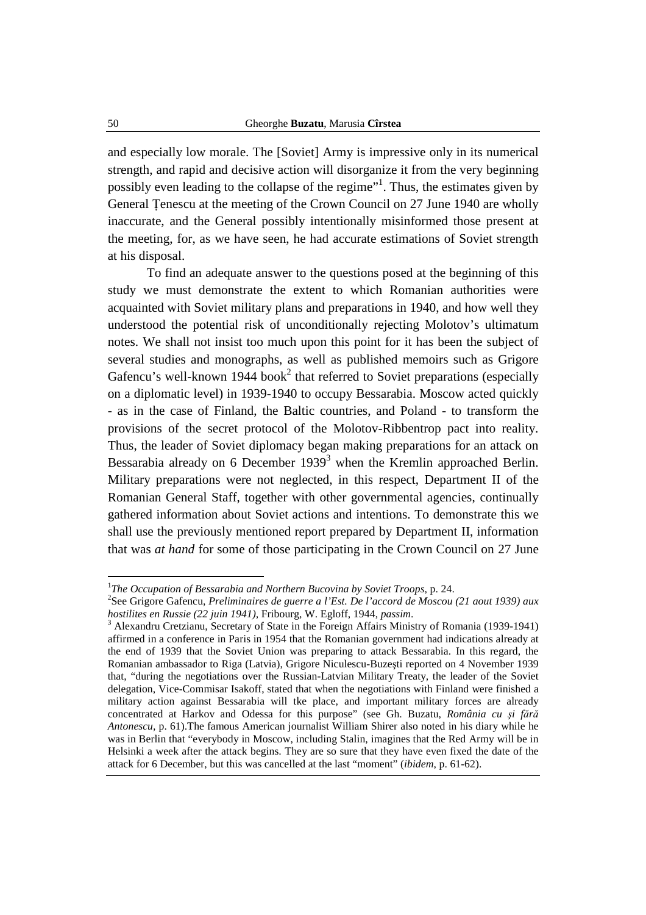and especially low morale. The [Soviet] Army is impressive only in its numerical strength, and rapid and decisive action will disorganize it from the very beginning possibly even leading to the collapse of the regime"[1]. Thus, the estimates given by General Țenescu at the meeting of the Crown Council on 27 June 1940 are wholly inaccurate, and the General possibly intentionally misinformed those present at the meeting, for, as we have seen, he had accurate estimations of Soviet strength at his disposal.

To find an adequate answer to the questions posed at the beginning of this study we must demonstrate the extent to which Romanian authorities were acquainted with Soviet military plans and preparations in 1940, and how well they understood the potential risk of unconditionally rejecting Molotov's ultimatum notes. We shall not insist too much upon this point for it has been the subject of several studies and monographs, as well as published memoirs such as Grigore Gafencu's well-known 1944 book[2] that referred to Soviet preparations (especially on a diplomatic level) in 1939-1940 to occupy Bessarabia. Moscow acted quickly - as in the case of Finland, the Baltic countries, and Poland - to transform the provisions of the secret protocol of the Molotov-Ribbentrop pact into reality. Thus, the leader of Soviet diplomacy began making preparations for an attack on Bessarabia already on 6 December 1939[3] when the Kremlin approached Berlin. Military preparations were not neglected, in this respect, Department II of the Romanian General Staff, together with other governmental agencies, continually gathered information about Soviet actions and intentions. To demonstrate this we shall use the previously mentioned report prepared by Department II, information that was *at hand* for some of those participating in the Crown Council on 27 June

---

[1] *The Occupation of Bessarabia and Northern Bucovina by Soviet Troops*, p. 24.

[2] See Grigore Gafencu, *Preliminaires de guerre a l'Est. De l'accord de Moscou (21 aout 1939) aux hostilites en Russie (22 juin 1941)*, Fribourg, W. Egloff, 1944, *passim*.

[3] Alexandru Cretzianu, Secretary of State in the Foreign Affairs Ministry of Romania (1939-1941) affirmed in a conference in Paris in 1954 that the Romanian government had indications already at the end of 1939 that the Soviet Union was preparing to attack Bessarabia. In this regard, the Romanian ambassador to Riga (Latvia), Grigore Niculescu-Buzeşti reported on 4 November 1939 that, "during the negotiations over the Russian-Latvian Military Treaty, the leader of the Soviet delegation, Vice-Commisar Isakoff, stated that when the negotiations with Finland were finished a military action against Bessarabia will tke place, and important military forces are already concentrated at Harkov and Odessa for this purpose" (see Gh. Buzatu, *România cu şi fără Antonescu*, p. 61).The famous American journalist William Shirer also noted in his diary while he was in Berlin that "everybody in Moscow, including Stalin, imagines that the Red Army will be in Helsinki a week after the attack begins. They are so sure that they have even fixed the date of the attack for 6 December, but this was cancelled at the last "moment" (*ibidem*, p. 61-62).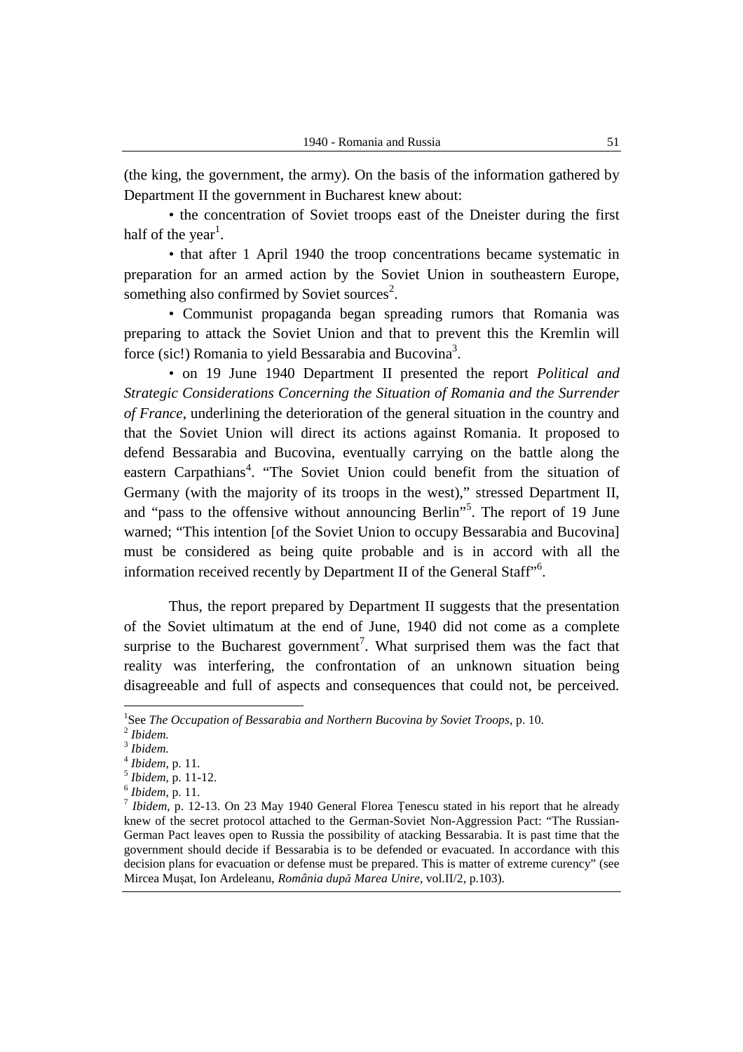(the king, the government, the army). On the basis of the information gathered by Department II the government in Bucharest knew about:

• the concentration of Soviet troops east of the Dneister during the first half of the year[1].

• that after 1 April 1940 the troop concentrations became systematic in preparation for an armed action by the Soviet Union in southeastern Europe, something also confirmed by Soviet sources[2].

• Communist propaganda began spreading rumors that Romania was preparing to attack the Soviet Union and that to prevent this the Kremlin will force (sic!) Romania to yield Bessarabia and Bucovina[3].

• on 19 June 1940 Department II presented the report *Political and Strategic Considerations Concerning the Situation of Romania and the Surrender of France*, underlining the deterioration of the general situation in the country and that the Soviet Union will direct its actions against Romania. It proposed to defend Bessarabia and Bucovina, eventually carrying on the battle along the eastern Carpathians[4]. "The Soviet Union could benefit from the situation of Germany (with the majority of its troops in the west)," stressed Department II, and "pass to the offensive without announcing Berlin"[5]. The report of 19 June warned; "This intention [of the Soviet Union to occupy Bessarabia and Bucovina] must be considered as being quite probable and is in accord with all the information received recently by Department II of the General Staff"[6].

Thus, the report prepared by Department II suggests that the presentation of the Soviet ultimatum at the end of June, 1940 did not come as a complete surprise to the Bucharest government[7]. What surprised them was the fact that reality was interfering, the confrontation of an unknown situation being disagreeable and full of aspects and consequences that could not, be perceived.

---

[1] See *The Occupation of Bessarabia and Northern Bucovina by Soviet Troops*, p. 10.

[2] *Ibidem.*

[3] *Ibidem.*

[4] *Ibidem*, p. 11.

[5] *Ibidem*, p. 11-12.

[6] *Ibidem*, p. 11.

[7] *Ibidem*, p. 12-13. On 23 May 1940 General Florea Țenescu stated in his report that he already knew of the secret protocol attached to the German-Soviet Non-Aggression Pact: "The Russian-German Pact leaves open to Russia the possibility of atacking Bessarabia. It is past time that the government should decide if Bessarabia is to be defended or evacuated. In accordance with this decision plans for evacuation or defense must be prepared. This is matter of extreme curency" (see Mircea Mușat, Ion Ardeleanu, *România după Marea Unire*, vol.II/2, p.103).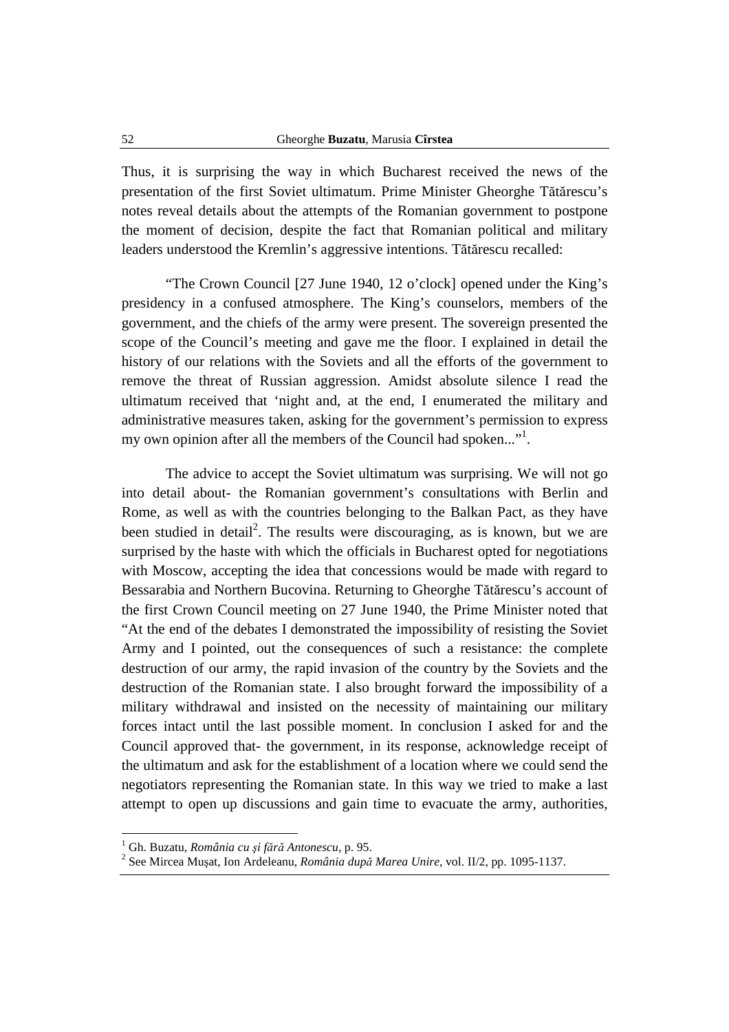Thus, it is surprising the way in which Bucharest received the news of the presentation of the first Soviet ultimatum. Prime Minister Gheorghe Tătărescu's notes reveal details about the attempts of the Romanian government to postpone the moment of decision, despite the fact that Romanian political and military leaders understood the Kremlin's aggressive intentions. Tătărescu recalled:

"The Crown Council [27 June 1940, 12 o'clock] opened under the King's presidency in a confused atmosphere. The King's counselors, members of the government, and the chiefs of the army were present. The sovereign presented the scope of the Council's meeting and gave me the floor. I explained in detail the history of our relations with the Soviets and all the efforts of the government to remove the threat of Russian aggression. Amidst absolute silence I read the ultimatum received that 'night and, at the end, I enumerated the military and administrative measures taken, asking for the government's permission to express my own opinion after all the members of the Council had spoken..."[1].

The advice to accept the Soviet ultimatum was surprising. We will not go into detail about- the Romanian government's consultations with Berlin and Rome, as well as with the countries belonging to the Balkan Pact, as they have been studied in detail[2]. The results were discouraging, as is known, but we are surprised by the haste with which the officials in Bucharest opted for negotiations with Moscow, accepting the idea that concessions would be made with regard to Bessarabia and Northern Bucovina. Returning to Gheorghe Tătărescu's account of the first Crown Council meeting on 27 June 1940, the Prime Minister noted that "At the end of the debates I demonstrated the impossibility of resisting the Soviet Army and I pointed, out the consequences of such a resistance: the complete destruction of our army, the rapid invasion of the country by the Soviets and the destruction of the Romanian state. I also brought forward the impossibility of a military withdrawal and insisted on the necessity of maintaining our military forces intact until the last possible moment. In conclusion I asked for and the Council approved that- the government, in its response, acknowledge receipt of the ultimatum and ask for the establishment of a location where we could send the negotiators representing the Romanian state. In this way we tried to make a last attempt to open up discussions and gain time to evacuate the army, authorities,

---

[1] Gh. Buzatu, *România cu și fără Antonescu*, p. 95.

[2] See Mircea Mușat, Ion Ardeleanu, *România după Marea Unire*, vol. II/2, pp. 1095-1137.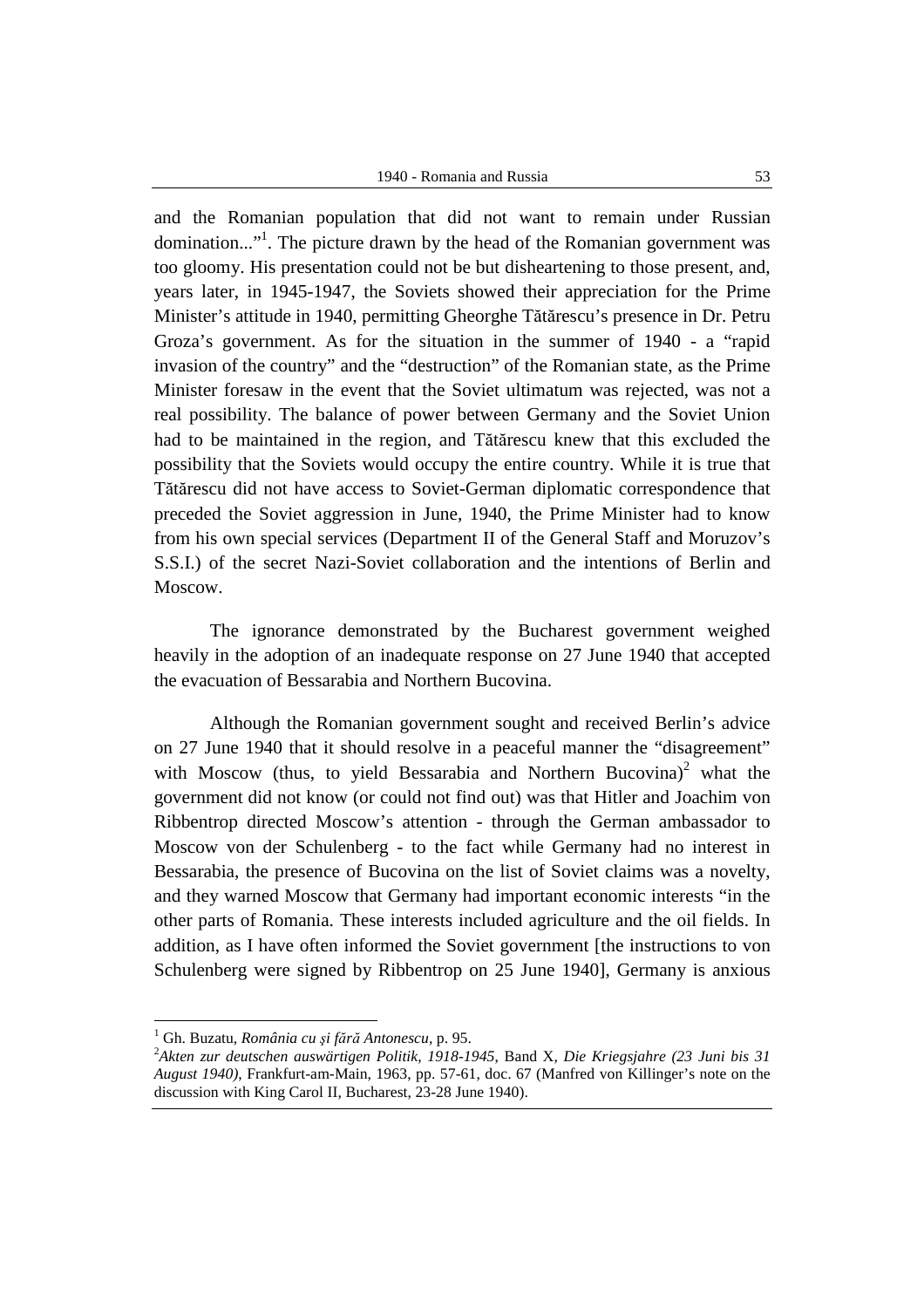and the Romanian population that did not want to remain under Russian domination..."[1]. The picture drawn by the head of the Romanian government was too gloomy. His presentation could not be but disheartening to those present, and, years later, in 1945-1947, the Soviets showed their appreciation for the Prime Minister's attitude in 1940, permitting Gheorghe Tătărescu's presence in Dr. Petru Groza's government. As for the situation in the summer of 1940 - a "rapid invasion of the country" and the "destruction" of the Romanian state, as the Prime Minister foresaw in the event that the Soviet ultimatum was rejected, was not a real possibility. The balance of power between Germany and the Soviet Union had to be maintained in the region, and Tătărescu knew that this excluded the possibility that the Soviets would occupy the entire country. While it is true that Tătărescu did not have access to Soviet-German diplomatic correspondence that preceded the Soviet aggression in June, 1940, the Prime Minister had to know from his own special services (Department II of the General Staff and Moruzov's S.S.I.) of the secret Nazi-Soviet collaboration and the intentions of Berlin and Moscow.

The ignorance demonstrated by the Bucharest government weighed heavily in the adoption of an inadequate response on 27 June 1940 that accepted the evacuation of Bessarabia and Northern Bucovina.

Although the Romanian government sought and received Berlin's advice on 27 June 1940 that it should resolve in a peaceful manner the "disagreement" with Moscow (thus, to yield Bessarabia and Northern Bucovina)[2] what the government did not know (or could not find out) was that Hitler and Joachim von Ribbentrop directed Moscow's attention - through the German ambassador to Moscow von der Schulenberg - to the fact while Germany had no interest in Bessarabia, the presence of Bucovina on the list of Soviet claims was a novelty, and they warned Moscow that Germany had important economic interests "in the other parts of Romania. These interests included agriculture and the oil fields. In addition, as I have often informed the Soviet government [the instructions to von Schulenberg were signed by Ribbentrop on 25 June 1940], Germany is anxious

---

[1] Gh. Buzatu, *România cu şi fără Antonescu*, p. 95.

[2] *Akten zur deutschen auswärtigen Politik, 1918-1945*, Band X, *Die Kriegsjahre (23 Juni bis 31 August 1940)*, Frankfurt-am-Main, 1963, pp. 57-61, doc. 67 (Manfred von Killinger's note on the discussion with King Carol II, Bucharest, 23-28 June 1940).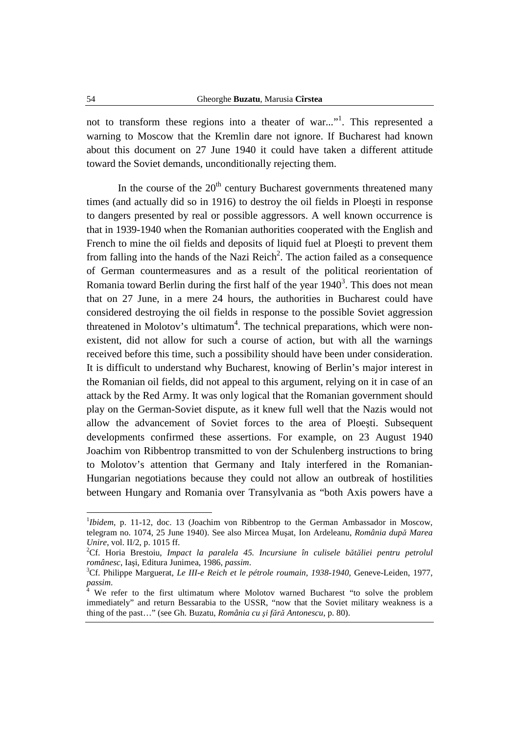not to transform these regions into a theater of war..."[1]. This represented a warning to Moscow that the Kremlin dare not ignore. If Bucharest had known about this document on 27 June 1940 it could have taken a different attitude toward the Soviet demands, unconditionally rejecting them.

In the course of the 20th century Bucharest governments threatened many times (and actually did so in 1916) to destroy the oil fields in Ploeşti in response to dangers presented by real or possible aggressors. A well known occurrence is that in 1939-1940 when the Romanian authorities cooperated with the English and French to mine the oil fields and deposits of liquid fuel at Ploeşti to prevent them from falling into the hands of the Nazi Reich[2]. The action failed as a consequence of German countermeasures and as a result of the political reorientation of Romania toward Berlin during the first half of the year 1940[3]. This does not mean that on 27 June, in a mere 24 hours, the authorities in Bucharest could have considered destroying the oil fields in response to the possible Soviet aggression threatened in Molotov's ultimatum[4]. The technical preparations, which were non-existent, did not allow for such a course of action, but with all the warnings received before this time, such a possibility should have been under consideration. It is difficult to understand why Bucharest, knowing of Berlin's major interest in the Romanian oil fields, did not appeal to this argument, relying on it in case of an attack by the Red Army. It was only logical that the Romanian government should play on the German-Soviet dispute, as it knew full well that the Nazis would not allow the advancement of Soviet forces to the area of Ploeşti. Subsequent developments confirmed these assertions. For example, on 23 August 1940 Joachim von Ribbentrop transmitted to von der Schulenberg instructions to bring to Molotov's attention that Germany and Italy interfered in the Romanian-Hungarian negotiations because they could not allow an outbreak of hostilities between Hungary and Romania over Transylvania as "both Axis powers have a

---

[1] *Ibidem*, p. 11-12, doc. 13 (Joachim von Ribbentrop to the German Ambassador in Moscow, telegram no. 1074, 25 June 1940). See also Mircea Muşat, Ion Ardeleanu, *România după Marea Unire*, vol. II/2, p. 1015 ff.

[2] Cf. Horia Brestoiu, *Impact la paralela 45. Incursiune în culisele bătăliei pentru petrolul românesc*, Iaşi, Editura Junimea, 1986, *passim*.

[3] Cf. Philippe Marguerat, *Le III-e Reich et le pétrole roumain, 1938-1940*, Geneve-Leiden, 1977, *passim*.

[4] We refer to the first ultimatum where Molotov warned Bucharest "to solve the problem immediately" and return Bessarabia to the USSR, "now that the Soviet military weakness is a thing of the past…" (see Gh. Buzatu, *România cu şi fără Antonescu*, p. 80).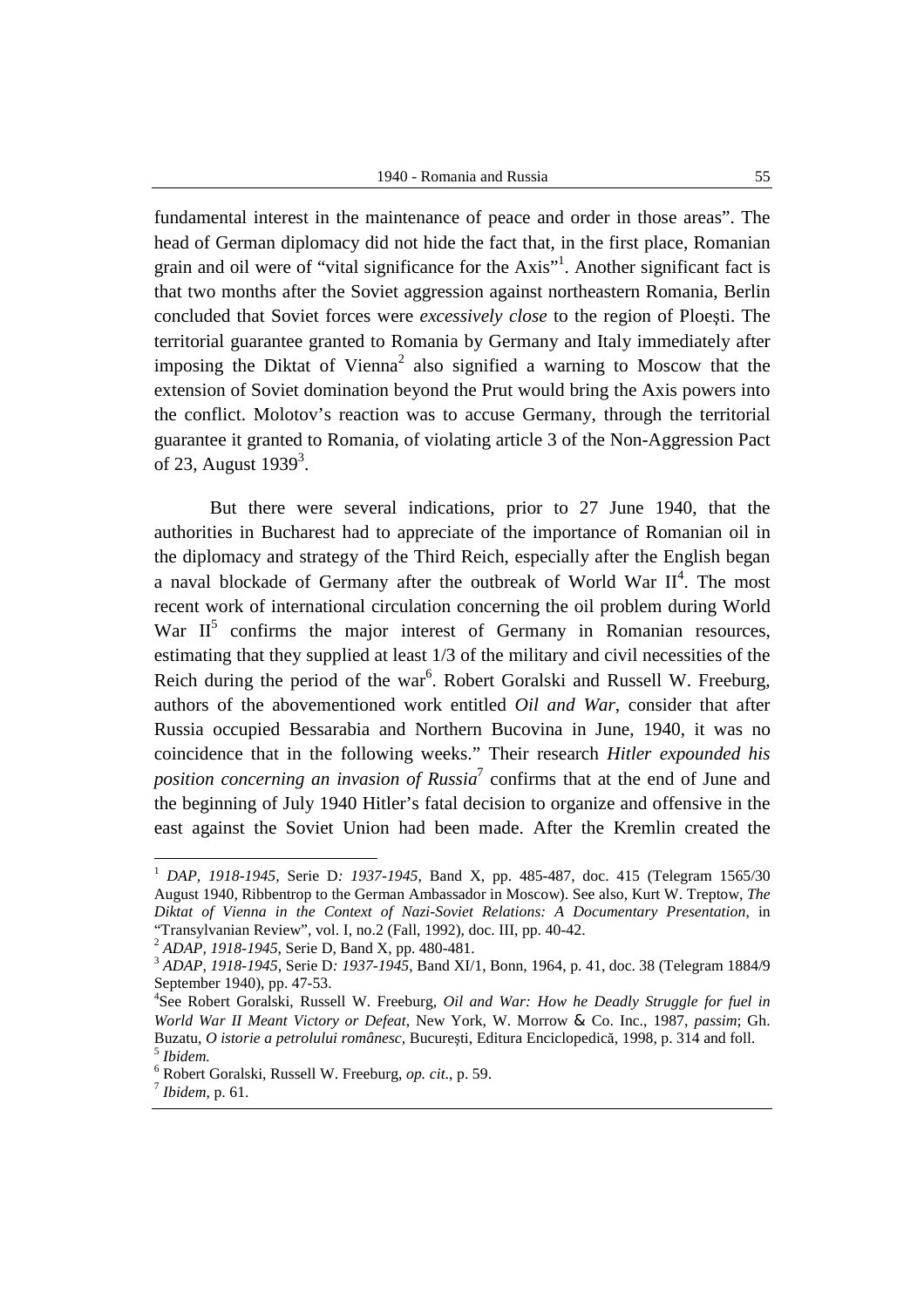fundamental interest in the maintenance of peace and order in those areas". The head of German diplomacy did not hide the fact that, in the first place, Romanian grain and oil were of "vital significance for the Axis"[1]. Another significant fact is that two months after the Soviet aggression against northeastern Romania, Berlin concluded that Soviet forces were *excessively close* to the region of Ploeşti. The territorial guarantee granted to Romania by Germany and Italy immediately after imposing the Diktat of Vienna[2] also signified a warning to Moscow that the extension of Soviet domination beyond the Prut would bring the Axis powers into the conflict. Molotov's reaction was to accuse Germany, through the territorial guarantee it granted to Romania, of violating article 3 of the Non-Aggression Pact of 23, August 1939[3].

But there were several indications, prior to 27 June 1940, that the authorities in Bucharest had to appreciate of the importance of Romanian oil in the diplomacy and strategy of the Third Reich, especially after the English began a naval blockade of Germany after the outbreak of World War II[4]. The most recent work of international circulation concerning the oil problem during World War II[5] confirms the major interest of Germany in Romanian resources, estimating that they supplied at least 1/3 of the military and civil necessities of the Reich during the period of the war[6]. Robert Goralski and Russell W. Freeburg, authors of the abovementioned work entitled *Oil and War*, consider that after Russia occupied Bessarabia and Northern Bucovina in June, 1940, it was no coincidence that in the following weeks." Their research *Hitler expounded his position concerning an invasion of Russia*[7] confirms that at the end of June and the beginning of July 1940 Hitler's fatal decision to organize and offensive in the east against the Soviet Union had been made. After the Kremlin created the

---

[1] *DAP, 1918-1945*, Serie D*: 1937-1945*, Band X, pp. 485-487, doc. 415 (Telegram 1565/30 August 1940, Ribbentrop to the German Ambassador in Moscow). See also, Kurt W. Treptow, *The Diktat of Vienna in the Context of Nazi-Soviet Relations: A Documentary Presentation*, in "Transylvanian Review", vol. I, no.2 (Fall, 1992), doc. III, pp. 40-42.

[2] *ADAP, 1918-1945*, Serie D, Band X, pp. 480-481.

[3] *ADAP, 1918-1945*, Serie D*: 1937-1945*, Band XI/1, Bonn, 1964, p. 41, doc. 38 (Telegram 1884/9 September 1940), pp. 47-53.

[4] See Robert Goralski, Russell W. Freeburg, *Oil and War: How he Deadly Struggle for fuel in World War II Meant Victory or Defeat*, New York, W. Morrow & Co. Inc., 1987, *passim*; Gh. Buzatu, *O istorie a petrolului românesc*, Bucureşti, Editura Enciclopedică, 1998, p. 314 and foll.

[5] *Ibidem.*

[6] Robert Goralski, Russell W. Freeburg, *op. cit*., p. 59.

[7] *Ibidem*, p. 61.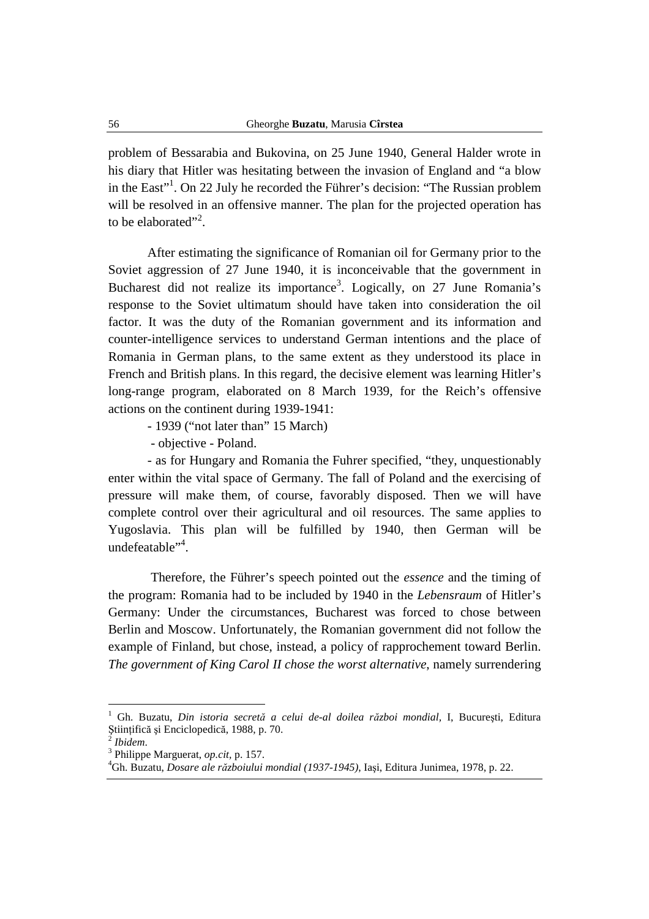problem of Bessarabia and Bukovina, on 25 June 1940, General Halder wrote in his diary that Hitler was hesitating between the invasion of England and "a blow in the East"[1]. On 22 July he recorded the Führer's decision: "The Russian problem will be resolved in an offensive manner. The plan for the projected operation has to be elaborated"[2].

After estimating the significance of Romanian oil for Germany prior to the Soviet aggression of 27 June 1940, it is inconceivable that the government in Bucharest did not realize its importance[3]. Logically, on 27 June Romania's response to the Soviet ultimatum should have taken into consideration the oil factor. It was the duty of the Romanian government and its information and counter-intelligence services to understand German intentions and the place of Romania in German plans, to the same extent as they understood its place in French and British plans. In this regard, the decisive element was learning Hitler's long-range program, elaborated on 8 March 1939, for the Reich's offensive actions on the continent during 1939-1941:

- 1939 ("not later than" 15 March)
- objective - Poland.
- as for Hungary and Romania the Fuhrer specified, "they, unquestionably enter within the vital space of Germany. The fall of Poland and the exercising of pressure will make them, of course, favorably disposed. Then we will have complete control over their agricultural and oil resources. The same applies to Yugoslavia. This plan will be fulfilled by 1940, then German will be undefeatable"[4].

Therefore, the Führer's speech pointed out the *essence* and the timing of the program: Romania had to be included by 1940 in the *Lebensraum* of Hitler's Germany: Under the circumstances, Bucharest was forced to chose between Berlin and Moscow. Unfortunately, the Romanian government did not follow the example of Finland, but chose, instead, a policy of rapprochement toward Berlin. *The government of King Carol II chose the worst alternative*, namely surrendering

---

[1] Gh. Buzatu, *Din istoria secretă a celui de-al doilea război mondial*, I, Bucureşti, Editura Ştiinţifică şi Enciclopedică, 1988, p. 70.

[2] *Ibidem*.

[3] Philippe Marguerat, *op.cit*, p. 157.

[4] Gh. Buzatu, *Dosare ale războiului mondial (1937-1945)*, Iaşi, Editura Junimea, 1978, p. 22.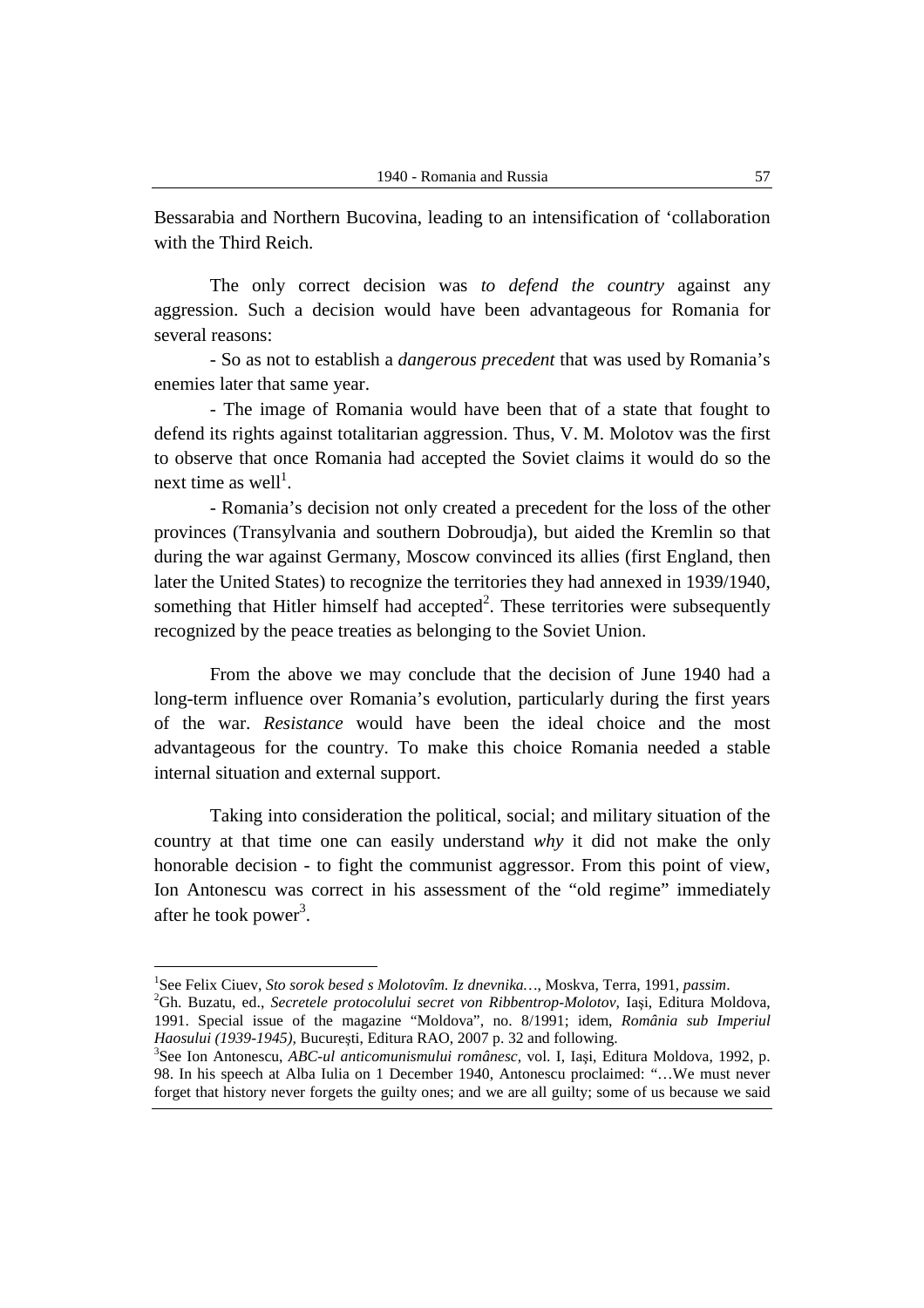Bessarabia and Northern Bucovina, leading to an intensification of 'collaboration with the Third Reich.

The only correct decision was *to defend the country* against any aggression. Such a decision would have been advantageous for Romania for several reasons:

- So as not to establish a *dangerous precedent* that was used by Romania's enemies later that same year.

- The image of Romania would have been that of a state that fought to defend its rights against totalitarian aggression. Thus, V. M. Molotov was the first to observe that once Romania had accepted the Soviet claims it would do so the next time as well[1].

- Romania's decision not only created a precedent for the loss of the other provinces (Transylvania and southern Dobroudja), but aided the Kremlin so that during the war against Germany, Moscow convinced its allies (first England, then later the United States) to recognize the territories they had annexed in 1939/1940, something that Hitler himself had accepted[2]. These territories were subsequently recognized by the peace treaties as belonging to the Soviet Union.

From the above we may conclude that the decision of June 1940 had a long-term influence over Romania's evolution, particularly during the first years of the war. *Resistance* would have been the ideal choice and the most advantageous for the country. To make this choice Romania needed a stable internal situation and external support.

Taking into consideration the political, social; and military situation of the country at that time one can easily understand *why* it did not make the only honorable decision - to fight the communist aggressor. From this point of view, Ion Antonescu was correct in his assessment of the "old regime" immediately after he took power[3].

---

[1]See Felix Ciuev, *Sto sorok besed s Molotovîm. Iz dnevnika…*, Moskva, Terra, 1991, *passim*.

[2]Gh. Buzatu, ed., *Secretele protocolului secret von Ribbentrop-Molotov,* Iaşi, Editura Moldova, 1991. Special issue of the magazine "Moldova", no. 8/1991; idem, *România sub Imperiul Haosului (1939-1945),* Bucureşti, Editura RAO, 2007 p. 32 and following.

[3]See Ion Antonescu, *ABC-ul anticomunismului românesc*, vol. I, Iaşi, Editura Moldova, 1992, p. 98. In his speech at Alba Iulia on 1 December 1940, Antonescu proclaimed: "…We must never forget that history never forgets the guilty ones; and we are all guilty; some of us because we said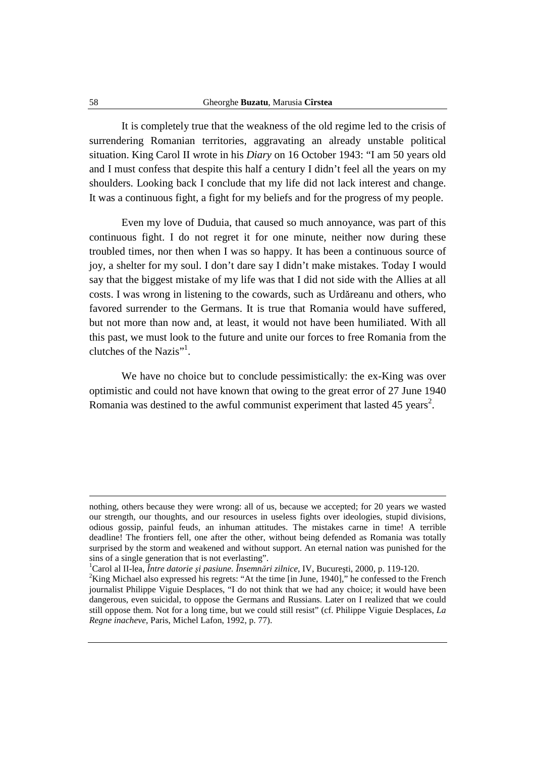It is completely true that the weakness of the old regime led to the crisis of surrendering Romanian territories, aggravating an already unstable political situation. King Carol II wrote in his *Diary* on 16 October 1943: "I am 50 years old and I must confess that despite this half a century I didn't feel all the years on my shoulders. Looking back I conclude that my life did not lack interest and change. It was a continuous fight, a fight for my beliefs and for the progress of my people.

Even my love of Duduia, that caused so much annoyance, was part of this continuous fight. I do not regret it for one minute, neither now during these troubled times, nor then when I was so happy. It has been a continuous source of joy, a shelter for my soul. I don't dare say I didn't make mistakes. Today I would say that the biggest mistake of my life was that I did not side with the Allies at all costs. I was wrong in listening to the cowards, such as Urdăreanu and others, who favored surrender to the Germans. It is true that Romania would have suffered, but not more than now and, at least, it would not have been humiliated. With all this past, we must look to the future and unite our forces to free Romania from the clutches of the Nazis"[1].

We have no choice but to conclude pessimistically: the ex-King was over optimistic and could not have known that owing to the great error of 27 June 1940 Romania was destined to the awful communist experiment that lasted 45 years[2].

---

nothing, others because they were wrong: all of us, because we accepted; for 20 years we wasted our strength, our thoughts, and our resources in useless fights over ideologies, stupid divisions, odious gossip, painful feuds, an inhuman attitudes. The mistakes carne in time! A terrible deadline! The frontiers fell, one after the other, without being defended as Romania was totally surprised by the storm and weakened and without support. An eternal nation was punished for the sins of a single generation that is not everlasting".

[1]Carol al II-lea, *Între datorie şi pasiune. Însemnări zilnice*, IV, Bucureşti, 2000, p. 119-120.

[2]King Michael also expressed his regrets: "At the time [in June, 1940]," he confessed to the French journalist Philippe Viguie Desplaces, "I do not think that we had any choice; it would have been dangerous, even suicidal, to oppose the Germans and Russians. Later on I realized that we could still oppose them. Not for a long time, but we could still resist" (cf. Philippe Viguie Desplaces, *La Regne inacheve*, Paris, Michel Lafon, 1992, p. 77).